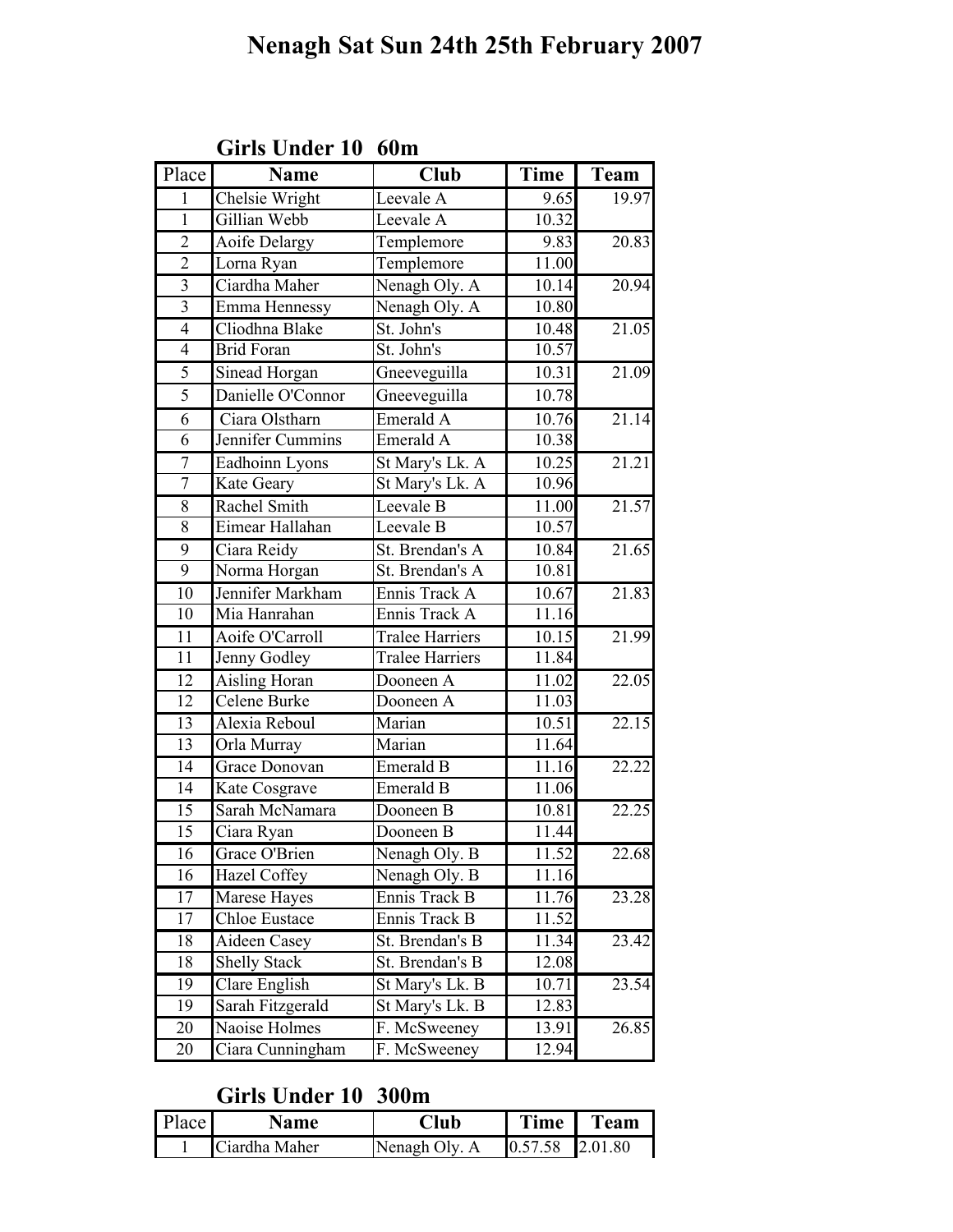# Nenagh Sat Sun 24th 25th February 2007

## Girls Under 10 60m

| Place | Name | Club | Time | Team |
|---|---|---|---|---|
| 1 | Chelsie Wright | Leevale A | 9.65 | 19.97 |
| 1 | Gillian Webb | Leevale A | 10.32 | |
| 2 | Aoife Delargy | Templemore | 9.83 | 20.83 |
| 2 | Lorna Ryan | Templemore | 11.00 | |
| 3 | Ciardha Maher | Nenagh Oly. A | 10.14 | 20.94 |
| 3 | Emma Hennessy | Nenagh Oly. A | 10.80 | |
| 4 | Cliodhna Blake | St. John's | 10.48 | 21.05 |
| 4 | Brid Foran | St. John's | 10.57 | |
| 5 | Sinead Horgan | Gneeveguilla | 10.31 | 21.09 |
| 5 | Danielle O'Connor | Gneeveguilla | 10.78 | |
| 6 | Ciara Olstharn | Emerald A | 10.76 | 21.14 |
| 6 | Jennifer Cummins | Emerald A | 10.38 | |
| 7 | Eadhoinn Lyons | St Mary's Lk. A | 10.25 | 21.21 |
| 7 | Kate Geary | St Mary's Lk. A | 10.96 | |
| 8 | Rachel Smith | Leevale B | 11.00 | 21.57 |
| 8 | Eimear Hallahan | Leevale B | 10.57 | |
| 9 | Ciara Reidy | St. Brendan's A | 10.84 | 21.65 |
| 9 | Norma Horgan | St. Brendan's A | 10.81 | |
| 10 | Jennifer Markham | Ennis Track A | 10.67 | 21.83 |
| 10 | Mia Hanrahan | Ennis Track A | 11.16 | |
| 11 | Aoife O'Carroll | Tralee Harriers | 10.15 | 21.99 |
| 11 | Jenny Godley | Tralee Harriers | 11.84 | |
| 12 | Aisling Horan | Dooneen A | 11.02 | 22.05 |
| 12 | Celene Burke | Dooneen A | 11.03 | |
| 13 | Alexia Reboul | Marian | 10.51 | 22.15 |
| 13 | Orla Murray | Marian | 11.64 | |
| 14 | Grace Donovan | Emerald B | 11.16 | 22.22 |
| 14 | Kate Cosgrave | Emerald B | 11.06 | |
| 15 | Sarah McNamara | Dooneen B | 10.81 | 22.25 |
| 15 | Ciara Ryan | Dooneen B | 11.44 | |
| 16 | Grace O'Brien | Nenagh Oly. B | 11.52 | 22.68 |
| 16 | Hazel Coffey | Nenagh Oly. B | 11.16 | |
| 17 | Marese Hayes | Ennis Track B | 11.76 | 23.28 |
| 17 | Chloe Eustace | Ennis Track B | 11.52 | |
| 18 | Aideen Casey | St. Brendan's B | 11.34 | 23.42 |
| 18 | Shelly Stack | St. Brendan's B | 12.08 | |
| 19 | Clare English | St Mary's Lk. B | 10.71 | 23.54 |
| 19 | Sarah Fitzgerald | St Mary's Lk. B | 12.83 | |
| 20 | Naoise Holmes | F. McSweeney | 13.91 | 26.85 |
| 20 | Ciara Cunningham | F. McSweeney | 12.94 | |

## Girls Under 10 300m

| Place | Name | Club | Time | Team |
|---|---|---|---|---|
| 1 | Ciardha Maher | Nenagh Oly. A | 0.57.58 | 2.01.80 |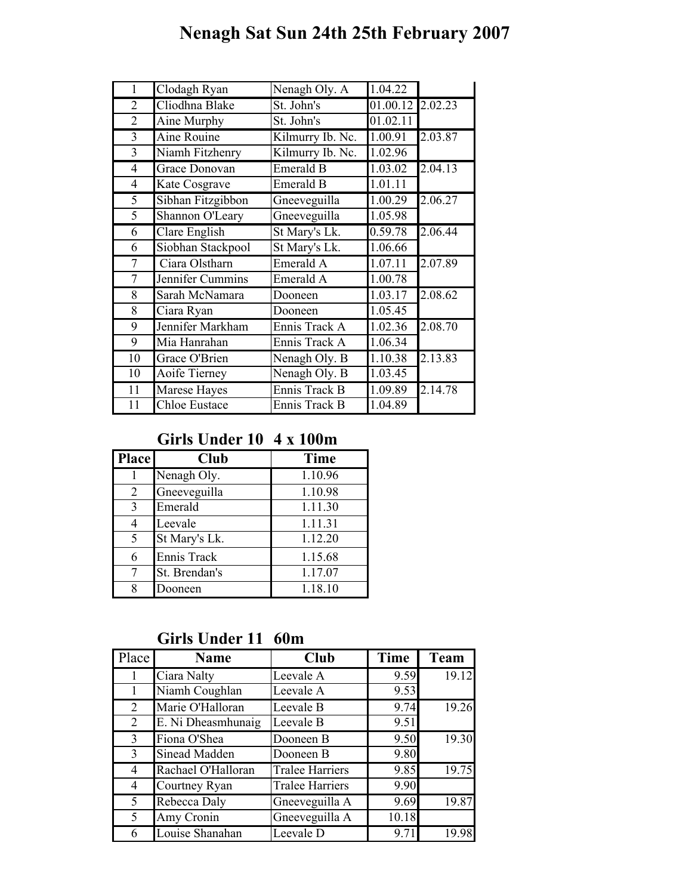# Nenagh Sat Sun 24th 25th February 2007

| | | | | |
|---|---|---|---|---|
| 1 | Clodagh Ryan | Nenagh Oly. A | 1.04.22 | |
| 2 | Cliodhna Blake | St. John's | 01.00.12 | 2.02.23 |
| 2 | Aine Murphy | St. John's | 01.02.11 | |
| 3 | Aine Rouine | Kilmurry Ib. Nc. | 1.00.91 | 2.03.87 |
| 3 | Niamh Fitzhenry | Kilmurry Ib. Nc. | 1.02.96 | |
| 4 | Grace Donovan | Emerald B | 1.03.02 | 2.04.13 |
| 4 | Kate Cosgrave | Emerald B | 1.01.11 | |
| 5 | Sibhan Fitzgibbon | Gneeveguilla | 1.00.29 | 2.06.27 |
| 5 | Shannon O'Leary | Gneeveguilla | 1.05.98 | |
| 6 | Clare English | St Mary's Lk. | 0.59.78 | 2.06.44 |
| 6 | Siobhan Stackpool | St Mary's Lk. | 1.06.66 | |
| 7 | Ciara Olstharn | Emerald A | 1.07.11 | 2.07.89 |
| 7 | Jennifer Cummins | Emerald A | 1.00.78 | |
| 8 | Sarah McNamara | Dooneen | 1.03.17 | 2.08.62 |
| 8 | Ciara Ryan | Dooneen | 1.05.45 | |
| 9 | Jennifer Markham | Ennis Track A | 1.02.36 | 2.08.70 |
| 9 | Mia Hanrahan | Ennis Track A | 1.06.34 | |
| 10 | Grace O'Brien | Nenagh Oly. B | 1.10.38 | 2.13.83 |
| 10 | Aoife Tierney | Nenagh Oly. B | 1.03.45 | |
| 11 | Marese Hayes | Ennis Track B | 1.09.89 | 2.14.78 |
| 11 | Chloe Eustace | Ennis Track B | 1.04.89 | |

## Girls Under 10 4 x 100m

| Place | Club | Time |
|---|---|---|
| 1 | Nenagh Oly. | 1.10.96 |
| 2 | Gneeveguilla | 1.10.98 |
| 3 | Emerald | 1.11.30 |
| 4 | Leevale | 1.11.31 |
| 5 | St Mary's Lk. | 1.12.20 |
| 6 | Ennis Track | 1.15.68 |
| 7 | St. Brendan's | 1.17.07 |
| 8 | Dooneen | 1.18.10 |

## Girls Under 11 60m

| Place | Name | Club | Time | Team |
|---|---|---|---|---|
| 1 | Ciara Nalty | Leevale A | 9.59 | 19.12 |
| 1 | Niamh Coughlan | Leevale A | 9.53 | |
| 2 | Marie O'Halloran | Leevale B | 9.74 | 19.26 |
| 2 | E. Ni Dheasmhunaig | Leevale B | 9.51 | |
| 3 | Fiona O'Shea | Dooneen B | 9.50 | 19.30 |
| 3 | Sinead Madden | Dooneen B | 9.80 | |
| 4 | Rachael O'Halloran | Tralee Harriers | 9.85 | 19.75 |
| 4 | Courtney Ryan | Tralee Harriers | 9.90 | |
| 5 | Rebecca Daly | Gneeveguilla A | 9.69 | 19.87 |
| 5 | Amy Cronin | Gneeveguilla A | 10.18 | |
| 6 | Louise Shanahan | Leevale D | 9.71 | 19.98 |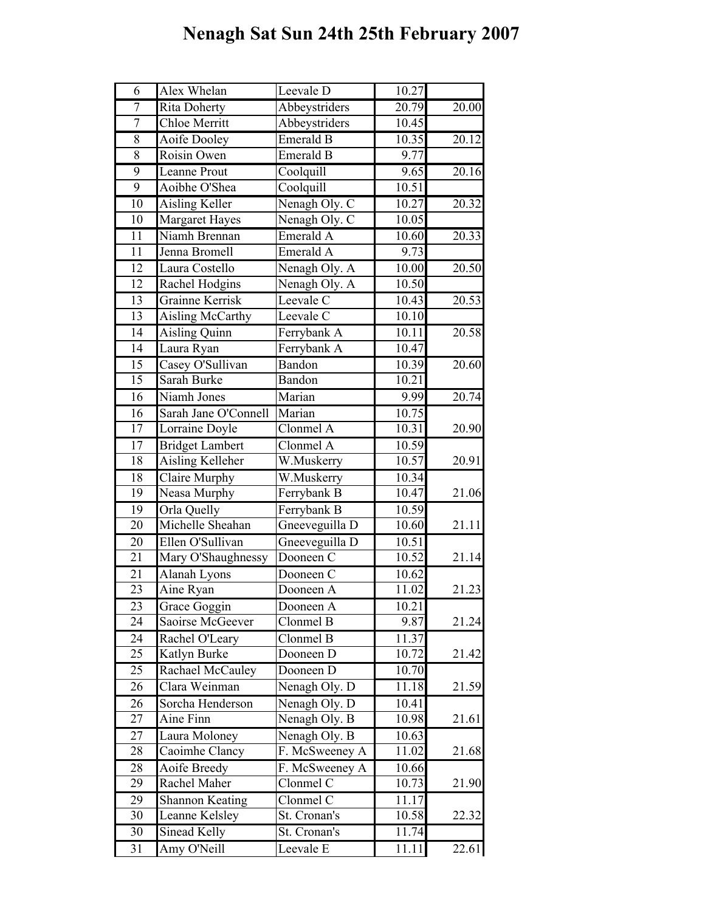# Nenagh Sat Sun 24th 25th February 2007

| | | | | |
|---|---|---|---|---|
| 6 | Alex Whelan | Leevale D | 10.27 | |
| 7 | Rita Doherty | Abbeystriders | 20.79 | 20.00 |
| 7 | Chloe Merritt | Abbeystriders | 10.45 | |
| 8 | Aoife Dooley | Emerald B | 10.35 | 20.12 |
| 8 | Roisin Owen | Emerald B | 9.77 | |
| 9 | Leanne Prout | Coolquill | 9.65 | 20.16 |
| 9 | Aoibhe O'Shea | Coolquill | 10.51 | |
| 10 | Aisling Keller | Nenagh Oly. C | 10.27 | 20.32 |
| 10 | Margaret Hayes | Nenagh Oly. C | 10.05 | |
| 11 | Niamh Brennan | Emerald A | 10.60 | 20.33 |
| 11 | Jenna Bromell | Emerald A | 9.73 | |
| 12 | Laura Costello | Nenagh Oly. A | 10.00 | 20.50 |
| 12 | Rachel Hodgins | Nenagh Oly. A | 10.50 | |
| 13 | Grainne Kerrisk | Leevale C | 10.43 | 20.53 |
| 13 | Aisling McCarthy | Leevale C | 10.10 | |
| 14 | Aisling Quinn | Ferrybank A | 10.11 | 20.58 |
| 14 | Laura Ryan | Ferrybank A | 10.47 | |
| 15 | Casey O'Sullivan | Bandon | 10.39 | 20.60 |
| 15 | Sarah Burke | Bandon | 10.21 | |
| 16 | Niamh Jones | Marian | 9.99 | 20.74 |
| 16 | Sarah Jane O'Connell | Marian | 10.75 | |
| 17 | Lorraine Doyle | Clonmel A | 10.31 | 20.90 |
| 17 | Bridget Lambert | Clonmel A | 10.59 | |
| 18 | Aisling Kelleher | W.Muskerry | 10.57 | 20.91 |
| 18 | Claire Murphy | W.Muskerry | 10.34 | |
| 19 | Neasa Murphy | Ferrybank B | 10.47 | 21.06 |
| 19 | Orla Quelly | Ferrybank B | 10.59 | |
| 20 | Michelle Sheahan | Gneeveguilla D | 10.60 | 21.11 |
| 20 | Ellen O'Sullivan | Gneeveguilla D | 10.51 | |
| 21 | Mary O'Shaughnessy | Dooneen C | 10.52 | 21.14 |
| 21 | Alanah Lyons | Dooneen C | 10.62 | |
| 23 | Aine Ryan | Dooneen A | 11.02 | 21.23 |
| 23 | Grace Goggin | Dooneen A | 10.21 | |
| 24 | Saoirse McGeever | Clonmel B | 9.87 | 21.24 |
| 24 | Rachel O'Leary | Clonmel B | 11.37 | |
| 25 | Katlyn Burke | Dooneen D | 10.72 | 21.42 |
| 25 | Rachael McCauley | Dooneen D | 10.70 | |
| 26 | Clara Weinman | Nenagh Oly. D | 11.18 | 21.59 |
| 26 | Sorcha Henderson | Nenagh Oly. D | 10.41 | |
| 27 | Aine Finn | Nenagh Oly. B | 10.98 | 21.61 |
| 27 | Laura Moloney | Nenagh Oly. B | 10.63 | |
| 28 | Caoimhe Clancy | F. McSweeney A | 11.02 | 21.68 |
| 28 | Aoife Breedy | F. McSweeney A | 10.66 | |
| 29 | Rachel Maher | Clonmel C | 10.73 | 21.90 |
| 29 | Shannon Keating | Clonmel C | 11.17 | |
| 30 | Leanne Kelsley | St. Cronan's | 10.58 | 22.32 |
| 30 | Sinead Kelly | St. Cronan's | 11.74 | |
| 31 | Amy O'Neill | Leevale E | 11.11 | 22.61 |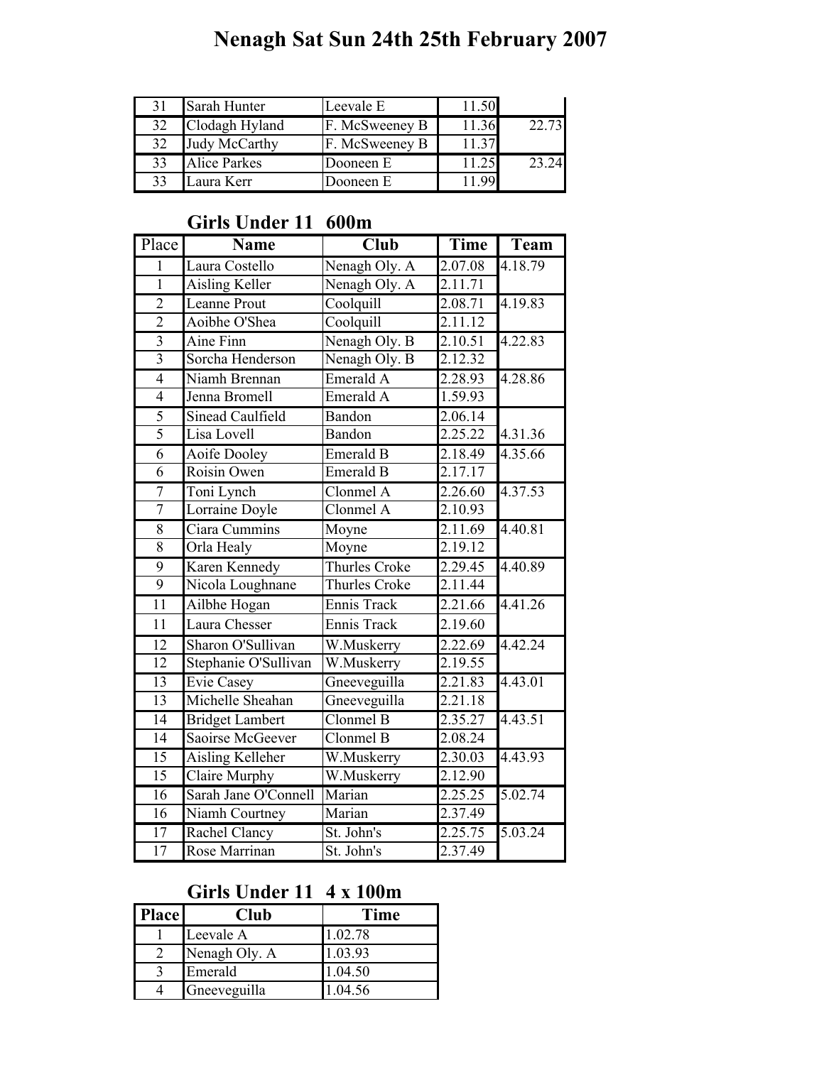# Nenagh Sat Sun 24th 25th February 2007

| | | | | |
|---|---|---|---|---|
| 31 | Sarah Hunter | Leevale E | 11.50 | |
| 32 | Clodagh Hyland | F. McSweeney B | 11.36 | 22.73 |
| 32 | Judy McCarthy | F. McSweeney B | 11.37 | |
| 33 | Alice Parkes | Dooneen E | 11.25 | 23.24 |
| 33 | Laura Kerr | Dooneen E | 11.99 | |

## Girls Under 11 600m

| Place | Name | Club | Time | Team |
|---|---|---|---|---|
| 1 | Laura Costello | Nenagh Oly. A | 2.07.08 | 4.18.79 |
| 1 | Aisling Keller | Nenagh Oly. A | 2.11.71 | |
| 2 | Leanne Prout | Coolquill | 2.08.71 | 4.19.83 |
| 2 | Aoibhe O'Shea | Coolquill | 2.11.12 | |
| 3 | Aine Finn | Nenagh Oly. B | 2.10.51 | 4.22.83 |
| 3 | Sorcha Henderson | Nenagh Oly. B | 2.12.32 | |
| 4 | Niamh Brennan | Emerald A | 2.28.93 | 4.28.86 |
| 4 | Jenna Bromell | Emerald A | 1.59.93 | |
| 5 | Sinead Caulfield | Bandon | 2.06.14 | |
| 5 | Lisa Lovell | Bandon | 2.25.22 | 4.31.36 |
| 6 | Aoife Dooley | Emerald B | 2.18.49 | 4.35.66 |
| 6 | Roisin Owen | Emerald B | 2.17.17 | |
| 7 | Toni Lynch | Clonmel A | 2.26.60 | 4.37.53 |
| 7 | Lorraine Doyle | Clonmel A | 2.10.93 | |
| 8 | Ciara Cummins | Moyne | 2.11.69 | 4.40.81 |
| 8 | Orla Healy | Moyne | 2.19.12 | |
| 9 | Karen Kennedy | Thurles Croke | 2.29.45 | 4.40.89 |
| 9 | Nicola Loughnane | Thurles Croke | 2.11.44 | |
| 11 | Ailbhe Hogan | Ennis Track | 2.21.66 | 4.41.26 |
| 11 | Laura Chesser | Ennis Track | 2.19.60 | |
| 12 | Sharon O'Sullivan | W.Muskerry | 2.22.69 | 4.42.24 |
| 12 | Stephanie O'Sullivan | W.Muskerry | 2.19.55 | |
| 13 | Evie Casey | Gneeveguilla | 2.21.83 | 4.43.01 |
| 13 | Michelle Sheahan | Gneeveguilla | 2.21.18 | |
| 14 | Bridget Lambert | Clonmel B | 2.35.27 | 4.43.51 |
| 14 | Saoirse McGeever | Clonmel B | 2.08.24 | |
| 15 | Aisling Kelleher | W.Muskerry | 2.30.03 | 4.43.93 |
| 15 | Claire Murphy | W.Muskerry | 2.12.90 | |
| 16 | Sarah Jane O'Connell | Marian | 2.25.25 | 5.02.74 |
| 16 | Niamh Courtney | Marian | 2.37.49 | |
| 17 | Rachel Clancy | St. John's | 2.25.75 | 5.03.24 |
| 17 | Rose Marrinan | St. John's | 2.37.49 | |

## Girls Under 11 4 x 100m

| Place | Club | Time |
|---|---|---|
| 1 | Leevale A | 1.02.78 |
| 2 | Nenagh Oly. A | 1.03.93 |
| 3 | Emerald | 1.04.50 |
| 4 | Gneeveguilla | 1.04.56 |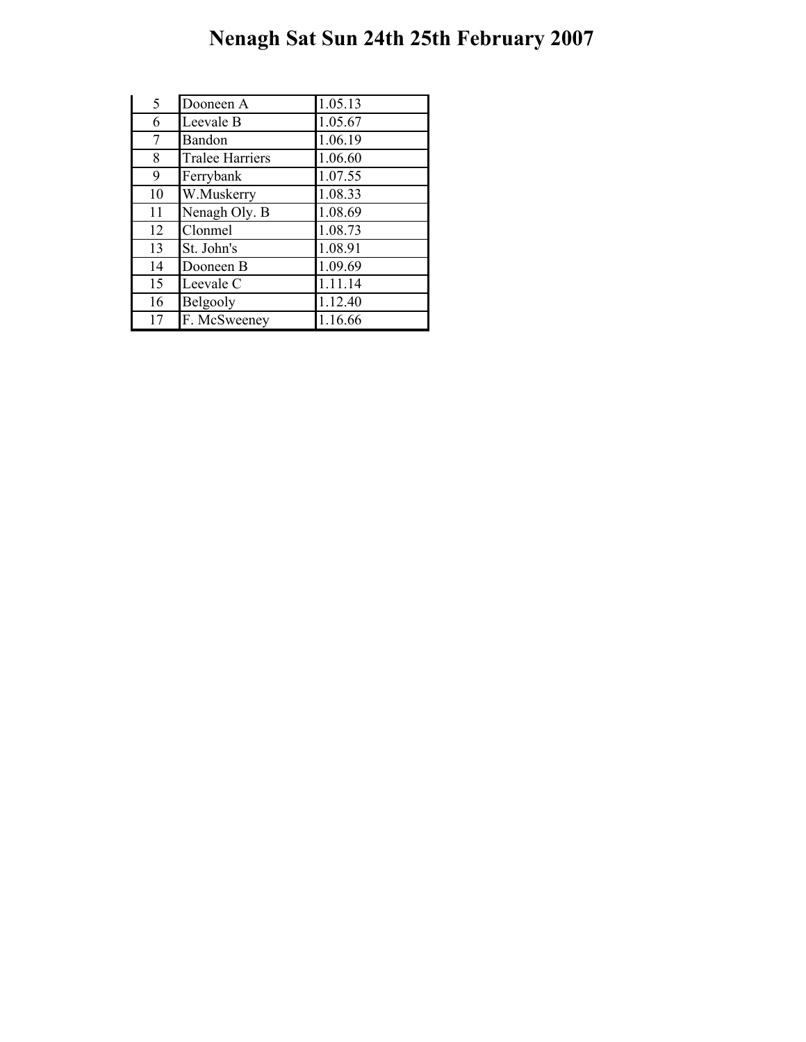# Nenagh Sat Sun 24th 25th February 2007

| | | |
|---|---|---|
| 5 | Dooneen A | 1.05.13 |
| 6 | Leevale B | 1.05.67 |
| 7 | Bandon | 1.06.19 |
| 8 | Tralee Harriers | 1.06.60 |
| 9 | Ferrybank | 1.07.55 |
| 10 | W.Muskerry | 1.08.33 |
| 11 | Nenagh Oly. B | 1.08.69 |
| 12 | Clonmel | 1.08.73 |
| 13 | St. John's | 1.08.91 |
| 14 | Dooneen B | 1.09.69 |
| 15 | Leevale C | 1.11.14 |
| 16 | Belgooly | 1.12.40 |
| 17 | F. McSweeney | 1.16.66 |